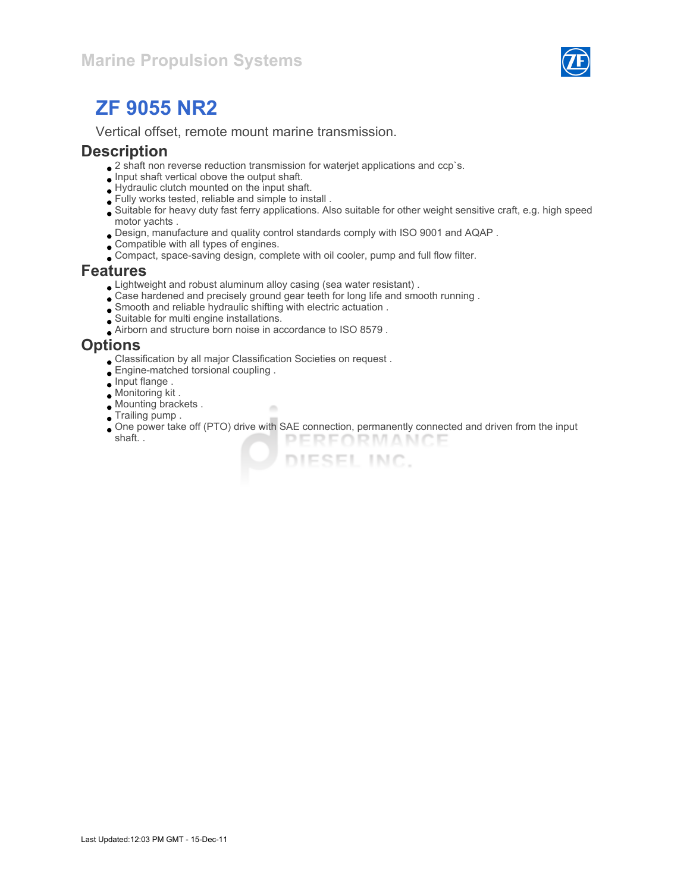Marine Propulsion Systems

# ZF 9055 NR2

Vertical offset, remote mount marine transmission.

## Description

- 2 shaft non reverse reduction transmission for waterjet applications and ccp`s.
- Input shaft vertical above the output shaft.
- Hydraulic clutch mounted on the input shaft.
- Fully works tested, reliable and simple to install .
- Suitable for heavy duty fast ferry applications. Also suitable for other weight sensitive craft, e.g. high speed motor yachts .
- Design, manufacture and quality control standards comply with ISO 9001 and AQAP .
- Compatible with all types of engines.
- Compact, space-saving design, complete with oil cooler, pump and full flow filter.

## Features

- Lightweight and robust aluminum alloy casing (sea water resistant) .
- Case hardened and precisely ground gear teeth for long life and smooth running .
- Smooth and reliable hydraulic shifting with electric actuation .
- Suitable for multi engine installations.
- Airborn and structure born noise in accordance to ISO 8579 .

## Options

- Classification by all major Classification Societies on request .
- Engine-matched torsional coupling .
- Input flange .
- Monitoring kit .
- Mounting brackets .
- Trailing pump .
- One power take off (PTO) drive with SAE connection, permanently connected and driven from the input shaft. .

Last Updated:12:03 PM GMT - 15-Dec-11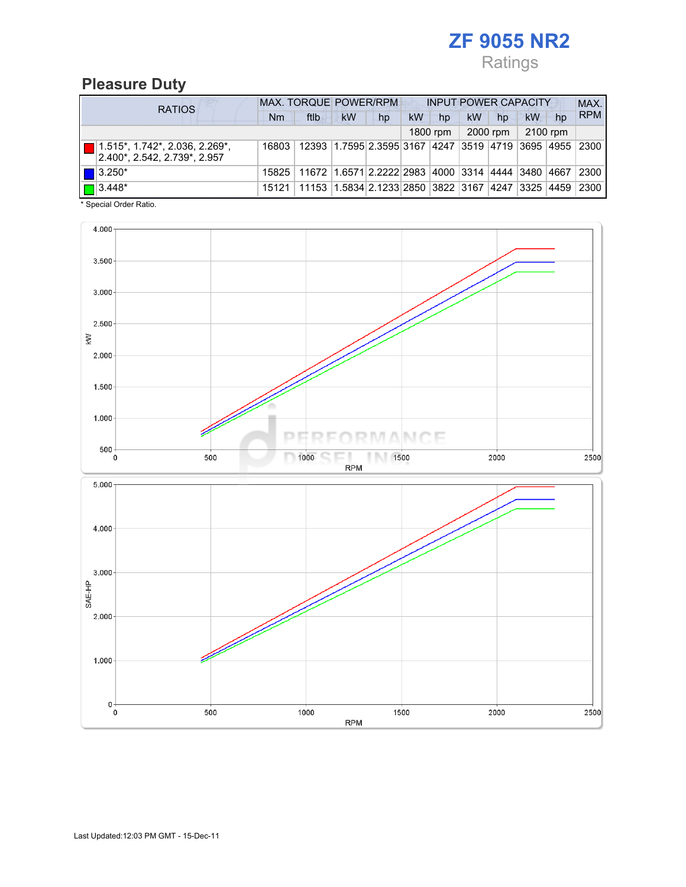# ZF 9055 NR2

Ratings

## Pleasure Duty

| RATIOS | MAX. TORQUE | | POWER/RPM | | INPUT POWER CAPACITY | | | | | | MAX. RPM |
|---|---|---|---|---|---|---|---|---|---|---|---|
| | Nm | ftlb | kW | hp | kW | hp | kW | hp | kW | hp | |
| | | | | | 1800 rpm | | 2000 rpm | | 2100 rpm | | |
| 1.515*, 1.742*, 2.036, 2.269*, 2.400*, 2.542, 2.739*, 2.957 | 16803 | 12393 | 1.7595 | 2.3595 | 3167 | 4247 | 3519 | 4719 | 3695 | 4955 | 2300 |
| 3.250* | 15825 | 11672 | 1.6571 | 2.2222 | 2983 | 4000 | 3314 | 4444 | 3480 | 4667 | 2300 |
| 3.448* | 15121 | 11153 | 1.5834 | 2.1233 | 2850 | 3822 | 3167 | 4247 | 3325 | 4459 | 2300 |

\* Special Order Ratio.

Last Updated:12:03 PM GMT - 15-Dec-11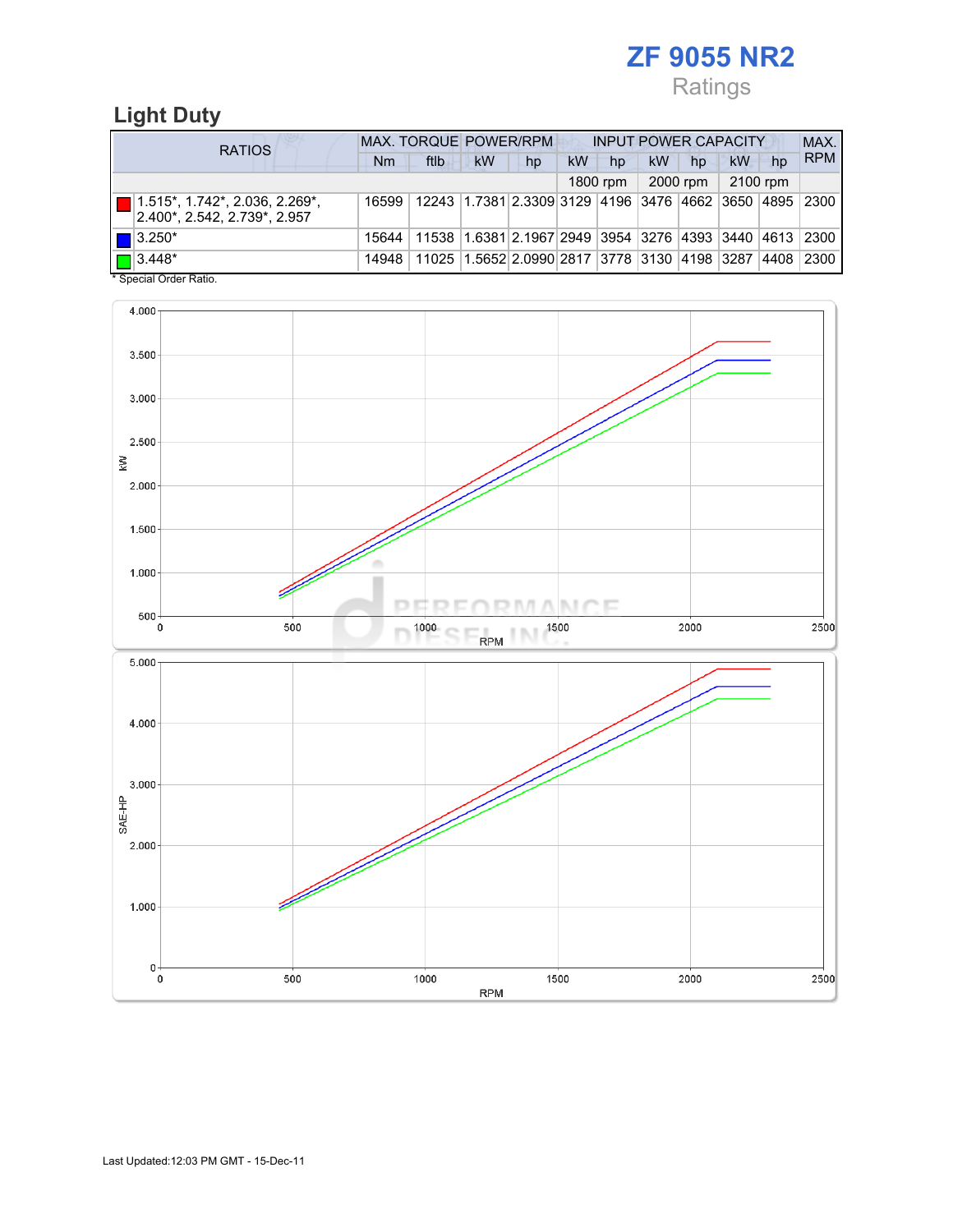# ZF 9055 NR2

Ratings

## Light Duty

| RATIOS | MAX. TORQUE | | POWER/RPM | | INPUT POWER CAPACITY | | | | | | MAX. RPM |
|---|---|---|---|---|---|---|---|---|---|---|---|
| | Nm | ftlb | kW | hp | kW | hp | kW | hp | kW | hp | |
| | | | | | 1800 rpm | | 2000 rpm | | 2100 rpm | | |
| 1.515*, 1.742*, 2.036, 2.269*, 2.400*, 2.542, 2.739*, 2.957 | 16599 | 12243 | 1.7381 | 2.3309 | 3129 | 4196 | 3476 | 4662 | 3650 | 4895 | 2300 |
| 3.250* | 15644 | 11538 | 1.6381 | 2.1967 | 2949 | 3954 | 3276 | 4393 | 3440 | 4613 | 2300 |
| 3.448* | 14948 | 11025 | 1.5652 | 2.0990 | 2817 | 3778 | 3130 | 4198 | 3287 | 4408 | 2300 |

* Special Order Ratio.

Last Updated:12:03 PM GMT - 15-Dec-11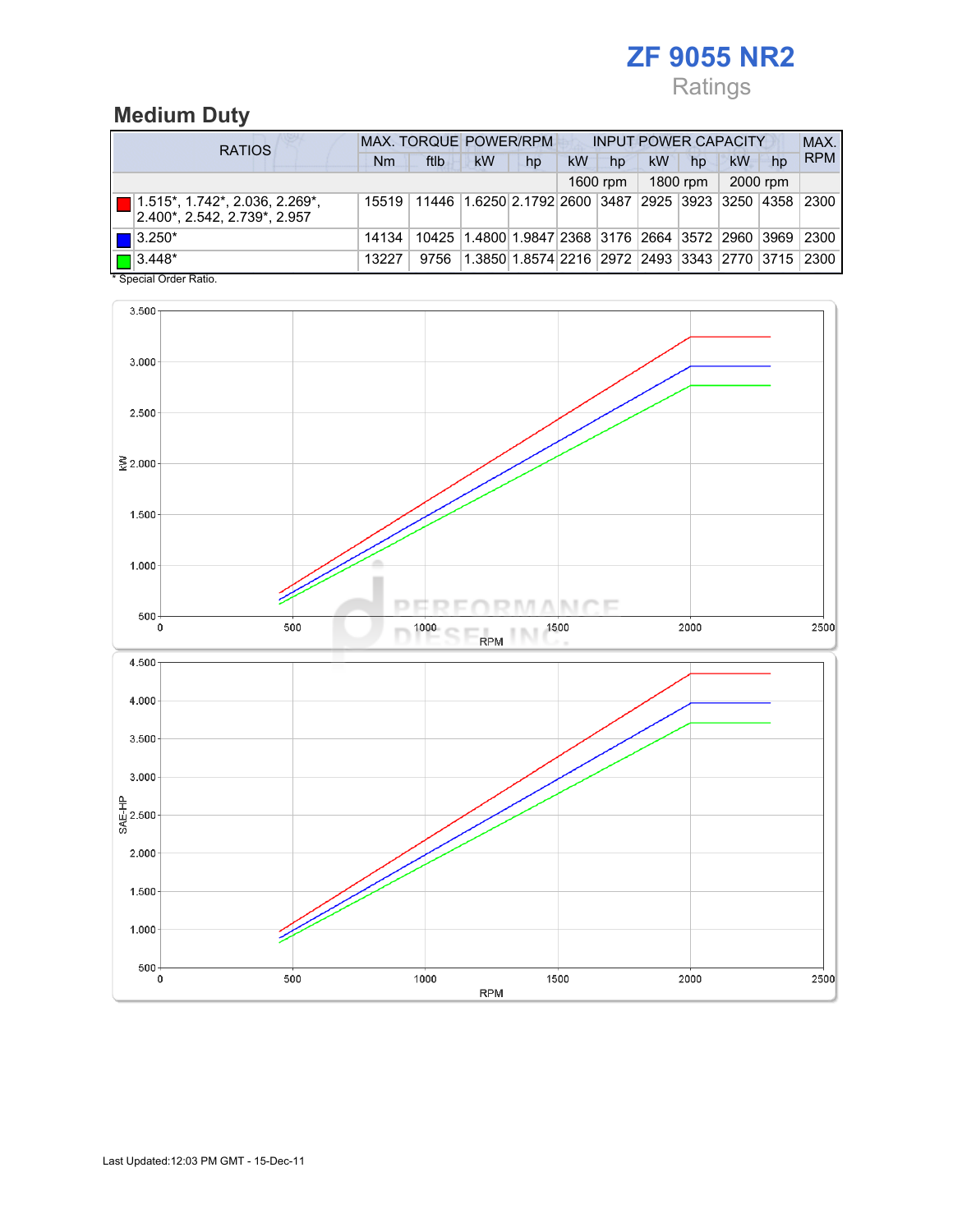# ZF 9055 NR2

Ratings

## Medium Duty

| RATIOS | MAX. TORQUE | | POWER/RPM | | INPUT POWER CAPACITY | | | | | | MAX. RPM |
|---|---|---|---|---|---|---|---|---|---|---|---|
| | Nm | ftlb | kW | hp | kW | hp | kW | hp | kW | hp | |
| | | | | | 1600 rpm | | 1800 rpm | | 2000 rpm | | |
| 1.515*, 1.742*, 2.036, 2.269*, 2.400*, 2.542, 2.739*, 2.957 | 15519 | 11446 | 1.6250 | 2.1792 | 2600 | 3487 | 2925 | 3923 | 3250 | 4358 | 2300 |
| 3.250* | 14134 | 10425 | 1.4800 | 1.9847 | 2368 | 3176 | 2664 | 3572 | 2960 | 3969 | 2300 |
| 3.448* | 13227 | 9756 | 1.3850 | 1.8574 | 2216 | 2972 | 2493 | 3343 | 2770 | 3715 | 2300 |

\* Special Order Ratio.

Last Updated:12:03 PM GMT - 15-Dec-11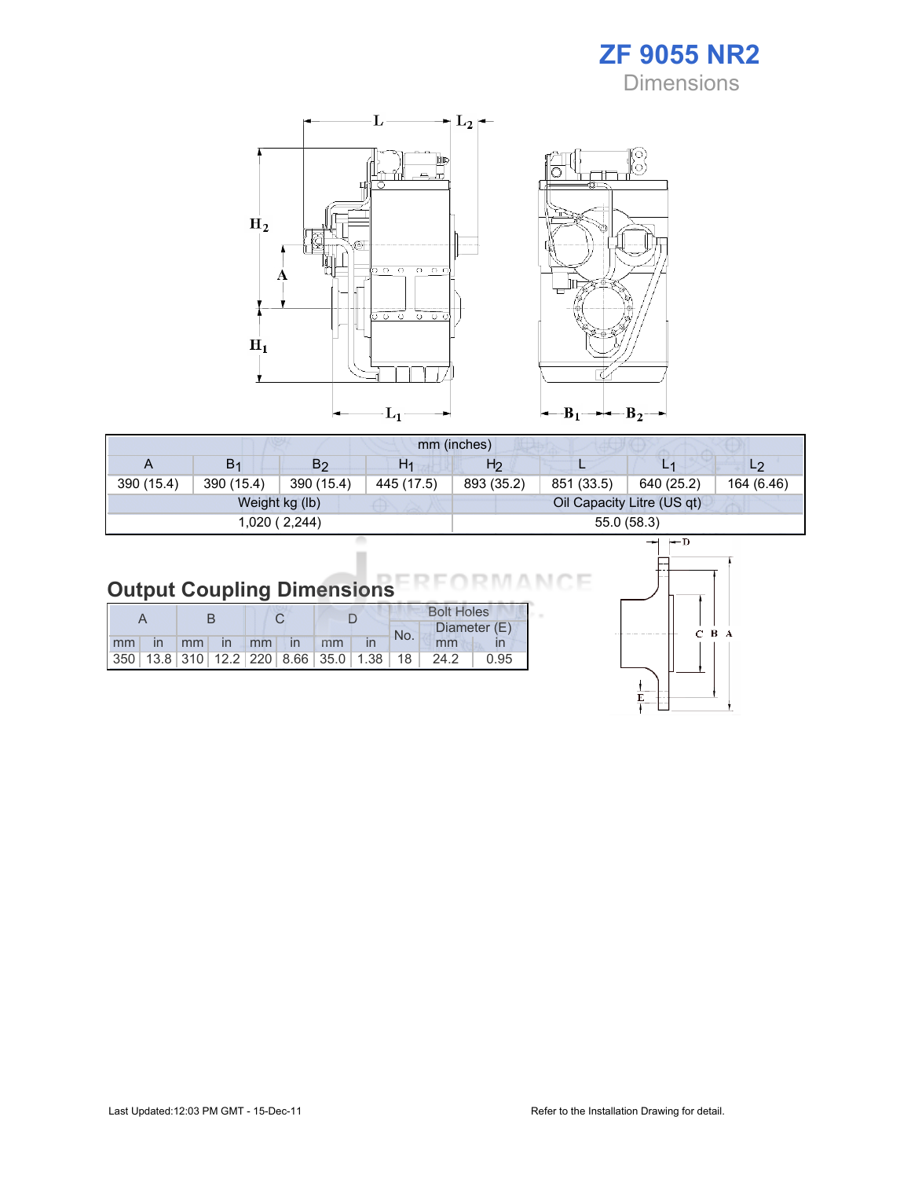# ZF 9055 NR2

Dimensions

| mm (inches) | | | | | | | |
|---|---|---|---|---|---|---|---|
| A | $B_1$ | $B_2$ | $H_1$ | $H_2$ | L | $L_1$ | $L_2$ |
| 390 (15.4) | 390 (15.4) | 390 (15.4) | 445 (17.5) | 893 (35.2) | 851 (33.5) | 640 (25.2) | 164 (6.46) |
| Weight kg (lb) | | | | Oil Capacity Litre (US qt) | | | |
| 1,020 ( 2,244) | | | | 55.0 (58.3) | | | |

## Output Coupling Dimensions

| A | | B | | C | | D | | Bolt Holes | | |
|---|---|---|---|---|---|---|---|---|---|---|
| | | | | | | | | No. | Diameter (E) | |
| mm | in | mm | in | mm | in | mm | in | | mm | in |
| 350 | 13.8 | 310 | 12.2 | 220 | 8.66 | 35.0 | 1.38 | 18 | 24.2 | 0.95 |

Last Updated:12:03 PM GMT - 15-Dec-11

Refer to the Installation Drawing for detail.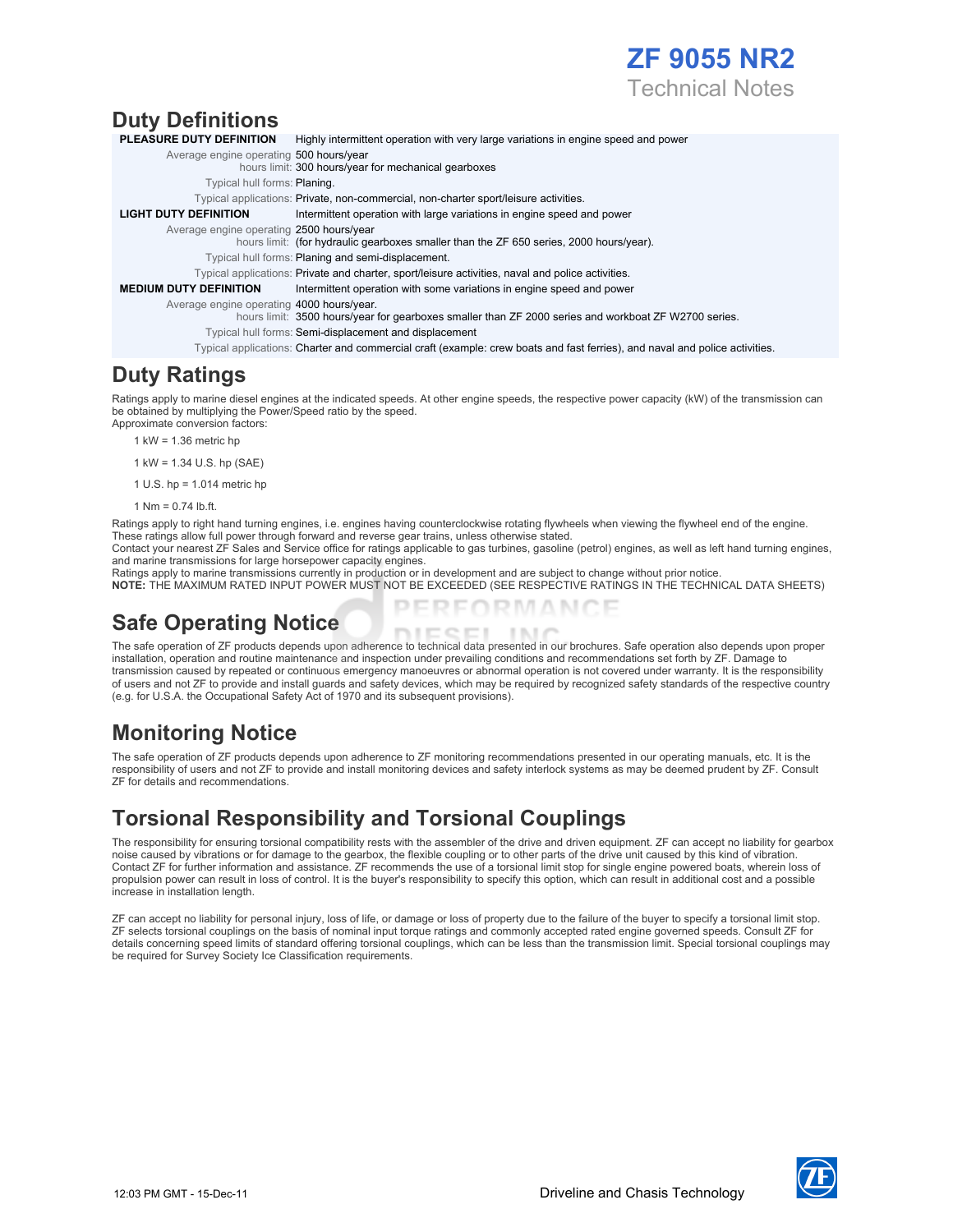# ZF 9055 NR2

Technical Notes

## Duty Definitions

| | |
|---|---|
| **PLEASURE DUTY DEFINITION** | Highly intermittent operation with very large variations in engine speed and power |
| Average engine operating hours limit: | 500 hours/year<br>300 hours/year for mechanical gearboxes |
| Typical hull forms: | Planing. |
| Typical applications: | Private, non-commercial, non-charter sport/leisure activities. |
| **LIGHT DUTY DEFINITION** | Intermittent operation with large variations in engine speed and power |
| Average engine operating hours limit: | 2500 hours/year<br>(for hydraulic gearboxes smaller than the ZF 650 series, 2000 hours/year). |
| Typical hull forms: | Planing and semi-displacement. |
| Typical applications: | Private and charter, sport/leisure activities, naval and police activities. |
| **MEDIUM DUTY DEFINITION** | Intermittent operation with some variations in engine speed and power |
| Average engine operating hours limit: | 4000 hours/year.<br>3500 hours/year for gearboxes smaller than ZF 2000 series and workboat ZF W2700 series. |
| Typical hull forms: | Semi-displacement and displacement |
| Typical applications: | Charter and commercial craft (example: crew boats and fast ferries), and naval and police activities. |

## Duty Ratings

Ratings apply to marine diesel engines at the indicated speeds. At other engine speeds, the respective power capacity (kW) of the transmission can be obtained by multiplying the Power/Speed ratio by the speed.
Approximate conversion factors:

1 kW = 1.36 metric hp

1 kW = 1.34 U.S. hp (SAE)

1 U.S. hp = 1.014 metric hp

1 Nm = 0.74 lb.ft.

Ratings apply to right hand turning engines, i.e. engines having counterclockwise rotating flywheels when viewing the flywheel end of the engine. These ratings allow full power through forward and reverse gear trains, unless otherwise stated.
Contact your nearest ZF Sales and Service office for ratings applicable to gas turbines, gasoline (petrol) engines, as well as left hand turning engines, and marine transmissions for large horsepower capacity engines.
Ratings apply to marine transmissions currently in production or in development and are subject to change without prior notice.
**NOTE:** THE MAXIMUM RATED INPUT POWER MUST NOT BE EXCEEDED (SEE RESPECTIVE RATINGS IN THE TECHNICAL DATA SHEETS)

## Safe Operating Notice

The safe operation of ZF products depends upon adherence to technical data presented in our brochures. Safe operation also depends upon proper installation, operation and routine maintenance and inspection under prevailing conditions and recommendations set forth by ZF. Damage to transmission caused by repeated or continuous emergency manoeuvres or abnormal operation is not covered under warranty. It is the responsibility of users and not ZF to provide and install guards and safety devices, which may be required by recognized safety standards of the respective country (e.g. for U.S.A. the Occupational Safety Act of 1970 and its subsequent provisions).

## Monitoring Notice

The safe operation of ZF products depends upon adherence to ZF monitoring recommendations presented in our operating manuals, etc. It is the responsibility of users and not ZF to provide and install monitoring devices and safety interlock systems as may be deemed prudent by ZF. Consult ZF for details and recommendations.

## Torsional Responsibility and Torsional Couplings

The responsibility for ensuring torsional compatibility rests with the assembler of the drive and driven equipment. ZF can accept no liability for gearbox noise caused by vibrations or for damage to the gearbox, the flexible coupling or to other parts of the drive unit caused by this kind of vibration. Contact ZF for further information and assistance. ZF recommends the use of a torsional limit stop for single engine powered boats, wherein loss of propulsion power can result in loss of control. It is the buyer's responsibility to specify this option, which can result in additional cost and a possible increase in installation length.

ZF can accept no liability for personal injury, loss of life, or damage or loss of property due to the failure of the buyer to specify a torsional limit stop. ZF selects torsional couplings on the basis of nominal input torque ratings and commonly accepted rated engine governed speeds. Consult ZF for details concerning speed limits of standard offering torsional couplings, which can be less than the transmission limit. Special torsional couplings may be required for Survey Society Ice Classification requirements.